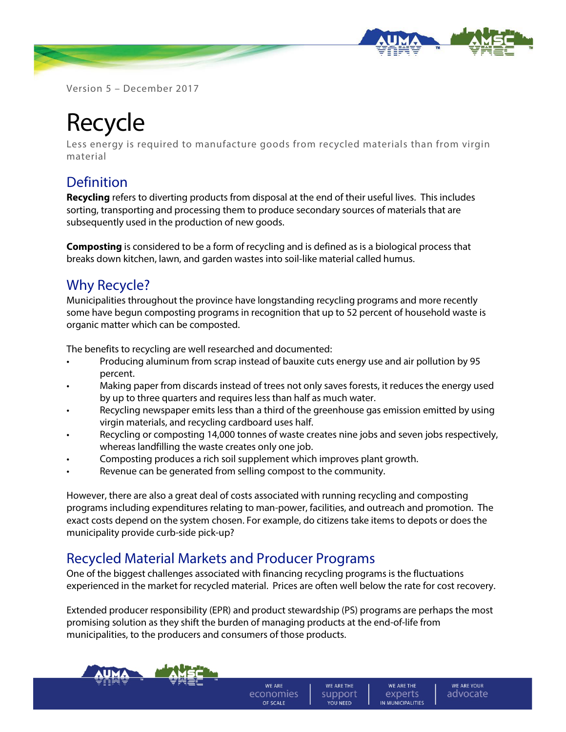Version 5 – December 2017

# Recycle

Less energy is required to manufacture goods from recycled materials than from virgin material

## Definition

**Recycling** refers to diverting products from disposal at the end of their useful lives. This includes sorting, transporting and processing them to produce secondary sources of materials that are subsequently used in the production of new goods.

**Composting** is considered to be a form of recycling and is defined as is a biological process that breaks down kitchen, lawn, and garden wastes into soil-like material called humus.

## Why Recycle?

Municipalities throughout the province have longstanding recycling programs and more recently some have begun composting programs in recognition that up to 52 percent of household waste is organic matter which can be composted.

The benefits to recycling are well researched and documented:

- Producing aluminum from scrap instead of bauxite cuts energy use and air pollution by 95 percent.
- Making paper from discards instead of trees not only saves forests, it reduces the energy used by up to three quarters and requires less than half as much water.
- Recycling newspaper emits less than a third of the greenhouse gas emission emitted by using virgin materials, and recycling cardboard uses half.
- Recycling or composting 14,000 tonnes of waste creates nine jobs and seven jobs respectively, whereas landfilling the waste creates only one job.
- Composting produces a rich soil supplement which improves plant growth.
- Revenue can be generated from selling compost to the community.

However, there are also a great deal of costs associated with running recycling and composting programs including expenditures relating to man-power, facilities, and outreach and promotion. The exact costs depend on the system chosen. For example, do citizens take items to depots or does the municipality provide curb-side pick-up?

## Recycled Material Markets and Producer Programs

One of the biggest challenges associated with financing recycling programs is the fluctuations experienced in the market for recycled material. Prices are often well below the rate for cost recovery.

Extended producer responsibility (EPR) and product stewardship (PS) programs are perhaps the most promising solution as they shift the burden of managing products at the end-of-life from municipalities, to the producers and consumers of those products.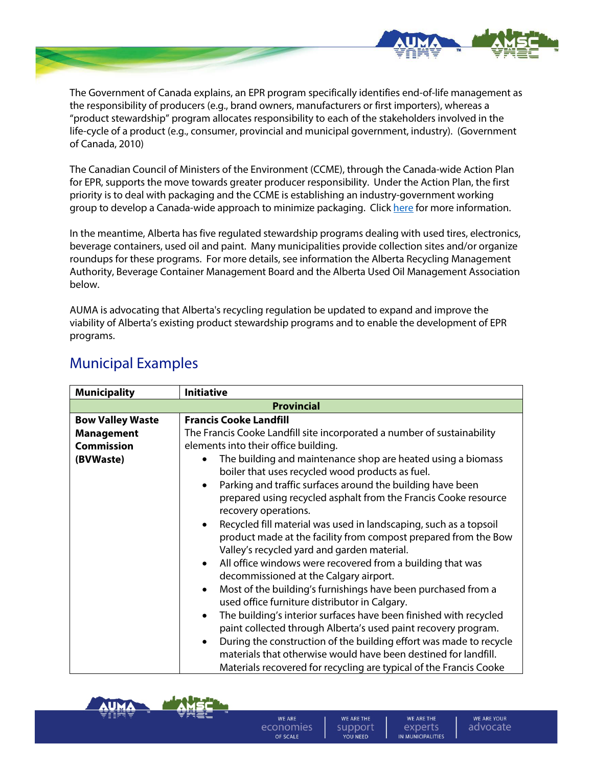The Government of Canada explains, an EPR program specifically identifies end-of-life management as the responsibility of producers (e.g., brand owners, manufacturers or first importers), whereas a "product stewardship" program allocates responsibility to each of the stakeholders involved in the life-cycle of a product (e.g., consumer, provincial and municipal government, industry). (Government of Canada, 2010)

The Canadian Council of Ministers of the Environment (CCME), through the Canada-wide Action Plan for EPR, supports the move towards greater producer responsibility. Under the Action Plan, the first priority is to deal with packaging and the CCME is establishing an industry-government working group to develop a Canada-wide approach to minimize packaging. Click here for more information.

In the meantime, Alberta has five regulated stewardship programs dealing with used tires, electronics, beverage containers, used oil and paint. Many municipalities provide collection sites and/or organize roundups for these programs. For more details, see information the Alberta Recycling Management Authority, Beverage Container Management Board and the Alberta Used Oil Management Association below.

AUMA is advocating that Alberta's recycling regulation be updated to expand and improve the viability of Alberta's existing product stewardship programs and to enable the development of EPR programs.

## Municipal Examples

| Municipality | Initiative |
|---|---|
| | **Provincial** |
| **Bow Valley Waste Management Commission (BVWaste)** | **Francis Cooke Landfill**<br>The Francis Cooke Landfill site incorporated a number of sustainability elements into their office building.<br>• The building and maintenance shop are heated using a biomass boiler that uses recycled wood products as fuel.<br>• Parking and traffic surfaces around the building have been prepared using recycled asphalt from the Francis Cooke resource recovery operations.<br>• Recycled fill material was used in landscaping, such as a topsoil product made at the facility from compost prepared from the Bow Valley's recycled yard and garden material.<br>• All office windows were recovered from a building that was decommissioned at the Calgary airport.<br>• Most of the building's furnishings have been purchased from a used office furniture distributor in Calgary.<br>• The building's interior surfaces have been finished with recycled paint collected through Alberta's used paint recovery program.<br>• During the construction of the building effort was made to recycle materials that otherwise would have been destined for landfill. Materials recovered for recycling are typical of the Francis Cooke |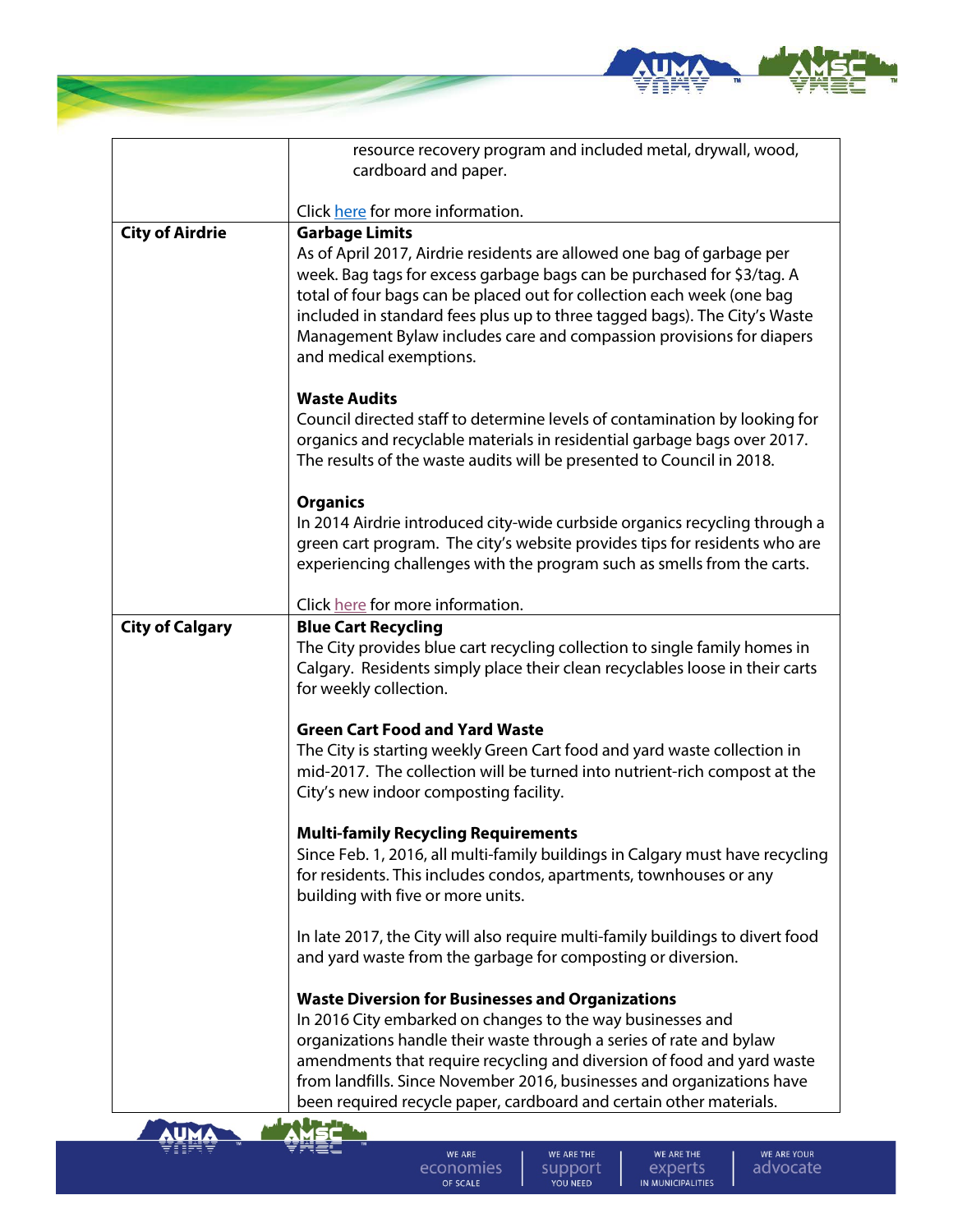| | |
|---|---|
| | resource recovery program and included metal, drywall, wood, cardboard and paper.<br><br>Click here for more information. |
| **City of Airdrie** | **Garbage Limits**<br>As of April 2017, Airdrie residents are allowed one bag of garbage per week. Bag tags for excess garbage bags can be purchased for $3/tag. A total of four bags can be placed out for collection each week (one bag included in standard fees plus up to three tagged bags). The City's Waste Management Bylaw includes care and compassion provisions for diapers and medical exemptions.<br><br>**Waste Audits**<br>Council directed staff to determine levels of contamination by looking for organics and recyclable materials in residential garbage bags over 2017. The results of the waste audits will be presented to Council in 2018.<br><br>**Organics**<br>In 2014 Airdrie introduced city-wide curbside organics recycling through a green cart program. The city's website provides tips for residents who are experiencing challenges with the program such as smells from the carts.<br><br>Click here for more information. |
| **City of Calgary** | **Blue Cart Recycling**<br>The City provides blue cart recycling collection to single family homes in Calgary. Residents simply place their clean recyclables loose in their carts for weekly collection.<br><br>**Green Cart Food and Yard Waste**<br>The City is starting weekly Green Cart food and yard waste collection in mid-2017. The collection will be turned into nutrient-rich compost at the City's new indoor composting facility.<br><br>**Multi-family Recycling Requirements**<br>Since Feb. 1, 2016, all multi-family buildings in Calgary must have recycling for residents. This includes condos, apartments, townhouses or any building with five or more units.<br><br>In late 2017, the City will also require multi-family buildings to divert food and yard waste from the garbage for composting or diversion.<br><br>**Waste Diversion for Businesses and Organizations**<br>In 2016 City embarked on changes to the way businesses and organizations handle their waste through a series of rate and bylaw amendments that require recycling and diversion of food and yard waste from landfills. Since November 2016, businesses and organizations have been required recycle paper, cardboard and certain other materials. |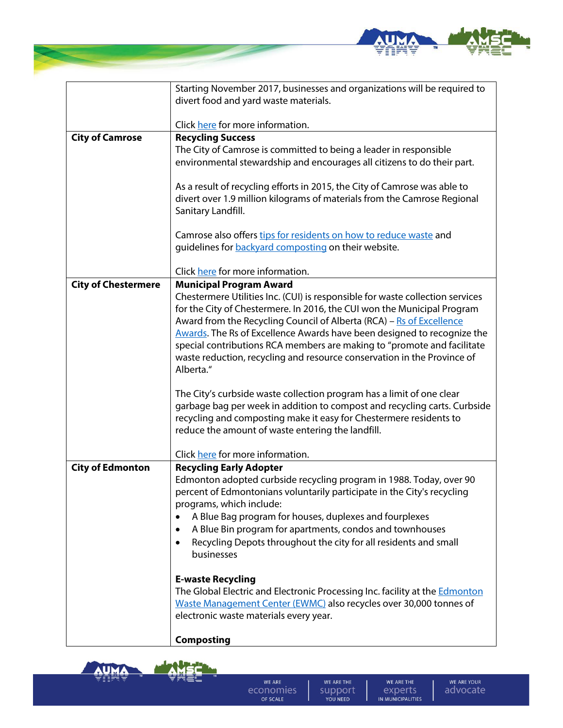| | |
|---|---|
| | Starting November 2017, businesses and organizations will be required to divert food and yard waste materials.<br><br>Click here for more information. |
| **City of Camrose** | **Recycling Success**<br>The City of Camrose is committed to being a leader in responsible environmental stewardship and encourages all citizens to do their part.<br><br>As a result of recycling efforts in 2015, the City of Camrose was able to divert over 1.9 million kilograms of materials from the Camrose Regional Sanitary Landfill.<br><br>Camrose also offers tips for residents on how to reduce waste and guidelines for backyard composting on their website.<br><br>Click here for more information. |
| **City of Chestermere** | **Municipal Program Award**<br>Chestermere Utilities Inc. (CUI) is responsible for waste collection services for the City of Chestermere. In 2016, the CUI won the Municipal Program Award from the Recycling Council of Alberta (RCA) – Rs of Excellence Awards. The Rs of Excellence Awards have been designed to recognize the special contributions RCA members are making to "promote and facilitate waste reduction, recycling and resource conservation in the Province of Alberta."<br><br>The City's curbside waste collection program has a limit of one clear garbage bag per week in addition to compost and recycling carts. Curbside recycling and composting make it easy for Chestermere residents to reduce the amount of waste entering the landfill.<br><br>Click here for more information. |
| **City of Edmonton** | **Recycling Early Adopter**<br>Edmonton adopted curbside recycling program in 1988. Today, over 90 percent of Edmontonians voluntarily participate in the City's recycling programs, which include:<br>• A Blue Bag program for houses, duplexes and fourplexes<br>• A Blue Bin program for apartments, condos and townhouses<br>• Recycling Depots throughout the city for all residents and small businesses<br><br>**E-waste Recycling**<br>The Global Electric and Electronic Processing Inc. facility at the Edmonton Waste Management Center (EWMC) also recycles over 30,000 tonnes of electronic waste materials every year.<br><br>**Composting** |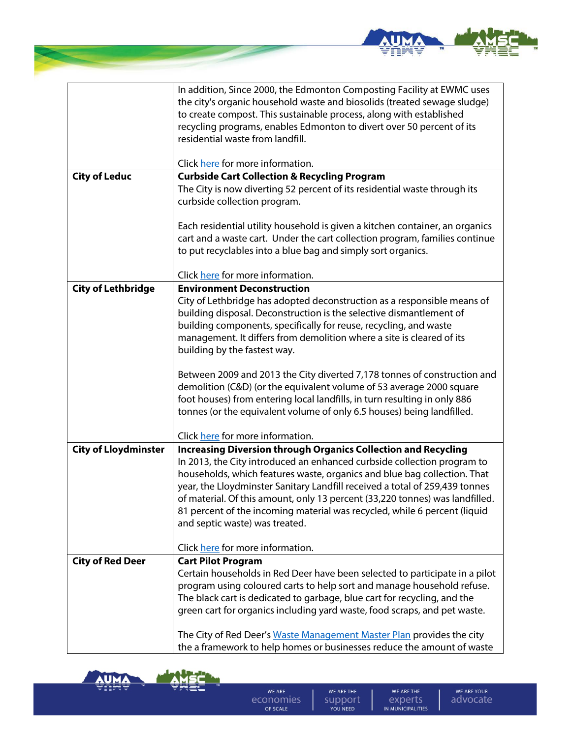| | |
|---|---|
| | In addition, Since 2000, the Edmonton Composting Facility at EWMC uses the city's organic household waste and biosolids (treated sewage sludge) to create compost. This sustainable process, along with established recycling programs, enables Edmonton to divert over 50 percent of its residential waste from landfill.<br><br>Click here for more information. |
| **City of Leduc** | **Curbside Cart Collection & Recycling Program**<br>The City is now diverting 52 percent of its residential waste through its curbside collection program.<br><br>Each residential utility household is given a kitchen container, an organics cart and a waste cart. Under the cart collection program, families continue to put recyclables into a blue bag and simply sort organics.<br><br>Click here for more information. |
| **City of Lethbridge** | **Environment Deconstruction**<br>City of Lethbridge has adopted deconstruction as a responsible means of building disposal. Deconstruction is the selective dismantlement of building components, specifically for reuse, recycling, and waste management. It differs from demolition where a site is cleared of its building by the fastest way.<br><br>Between 2009 and 2013 the City diverted 7,178 tonnes of construction and demolition (C&D) (or the equivalent volume of 53 average 2000 square foot houses) from entering local landfills, in turn resulting in only 886 tonnes (or the equivalent volume of only 6.5 houses) being landfilled.<br><br>Click here for more information. |
| **City of Lloydminster** | **Increasing Diversion through Organics Collection and Recycling**<br>In 2013, the City introduced an enhanced curbside collection program to households, which features waste, organics and blue bag collection. That year, the Lloydminster Sanitary Landfill received a total of 259,439 tonnes of material. Of this amount, only 13 percent (33,220 tonnes) was landfilled. 81 percent of the incoming material was recycled, while 6 percent (liquid and septic waste) was treated.<br><br>Click here for more information. |
| **City of Red Deer** | **Cart Pilot Program**<br>Certain households in Red Deer have been selected to participate in a pilot program using coloured carts to help sort and manage household refuse. The black cart is dedicated to garbage, blue cart for recycling, and the green cart for organics including yard waste, food scraps, and pet waste.<br><br>The City of Red Deer's Waste Management Master Plan provides the city the a framework to help homes or businesses reduce the amount of waste |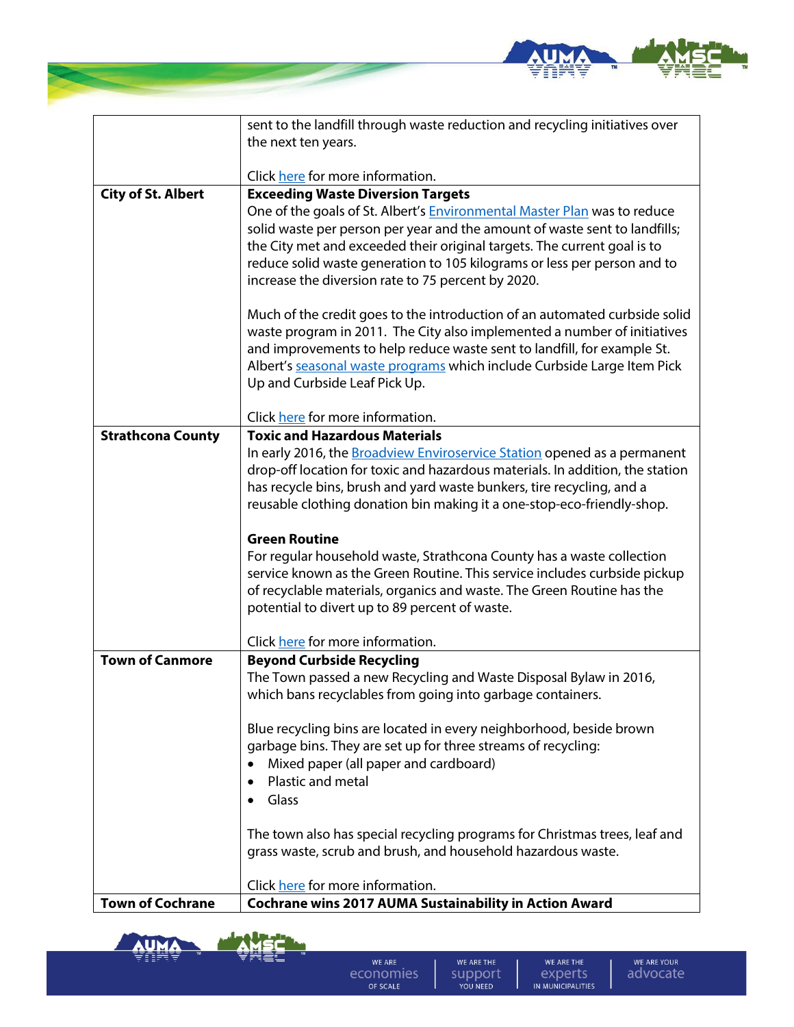| | |
|---|---|
| | sent to the landfill through waste reduction and recycling initiatives over the next ten years.<br><br>Click here for more information. |
| **City of St. Albert** | **Exceeding Waste Diversion Targets**<br>One of the goals of St. Albert's Environmental Master Plan was to reduce solid waste per person per year and the amount of waste sent to landfills; the City met and exceeded their original targets. The current goal is to reduce solid waste generation to 105 kilograms or less per person and to increase the diversion rate to 75 percent by 2020.<br><br>Much of the credit goes to the introduction of an automated curbside solid waste program in 2011. The City also implemented a number of initiatives and improvements to help reduce waste sent to landfill, for example St. Albert's seasonal waste programs which include Curbside Large Item Pick Up and Curbside Leaf Pick Up.<br><br>Click here for more information. |
| **Strathcona County** | **Toxic and Hazardous Materials**<br>In early 2016, the Broadview Enviroservice Station opened as a permanent drop-off location for toxic and hazardous materials. In addition, the station has recycle bins, brush and yard waste bunkers, tire recycling, and a reusable clothing donation bin making it a one-stop-eco-friendly-shop.<br><br>**Green Routine**<br>For regular household waste, Strathcona County has a waste collection service known as the Green Routine. This service includes curbside pickup of recyclable materials, organics and waste. The Green Routine has the potential to divert up to 89 percent of waste.<br><br>Click here for more information. |
| **Town of Canmore** | **Beyond Curbside Recycling**<br>The Town passed a new Recycling and Waste Disposal Bylaw in 2016, which bans recyclables from going into garbage containers.<br><br>Blue recycling bins are located in every neighborhood, beside brown garbage bins. They are set up for three streams of recycling:<br>• Mixed paper (all paper and cardboard)<br>• Plastic and metal<br>• Glass<br><br>The town also has special recycling programs for Christmas trees, leaf and grass waste, scrub and brush, and household hazardous waste.<br><br>Click here for more information. |
| **Town of Cochrane** | **Cochrane wins 2017 AUMA Sustainability in Action Award** |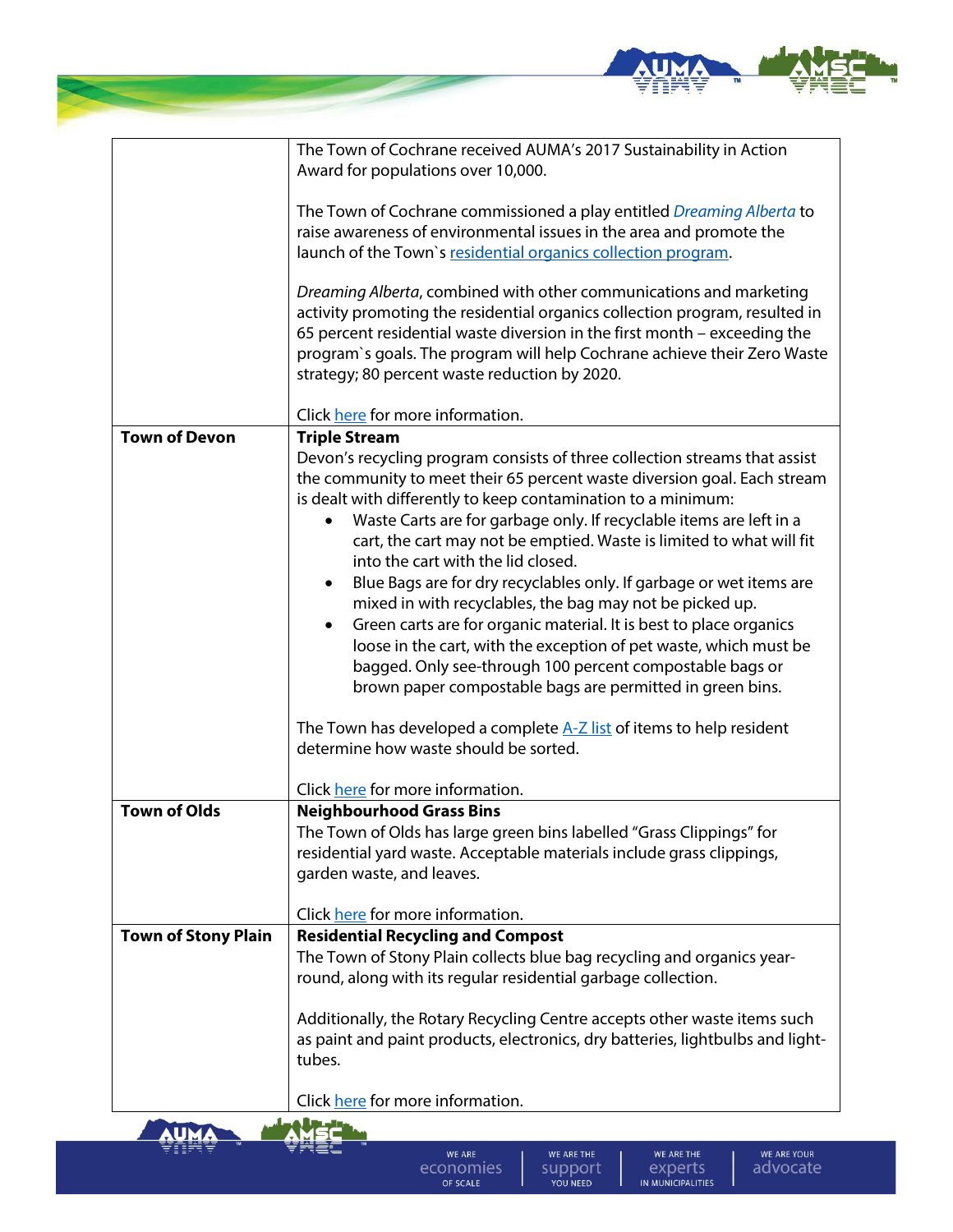| | |
|---|---|
| | The Town of Cochrane received AUMA's 2017 Sustainability in Action Award for populations over 10,000.<br><br>The Town of Cochrane commissioned a play entitled *Dreaming Alberta* to raise awareness of environmental issues in the area and promote the launch of the Town`s residential organics collection program.<br><br>*Dreaming Alberta*, combined with other communications and marketing activity promoting the residential organics collection program, resulted in 65 percent residential waste diversion in the first month – exceeding the program`s goals. The program will help Cochrane achieve their Zero Waste strategy; 80 percent waste reduction by 2020.<br><br>Click here for more information. |
| **Town of Devon** | **Triple Stream**<br>Devon's recycling program consists of three collection streams that assist the community to meet their 65 percent waste diversion goal. Each stream is dealt with differently to keep contamination to a minimum:<br>• Waste Carts are for garbage only. If recyclable items are left in a cart, the cart may not be emptied. Waste is limited to what will fit into the cart with the lid closed.<br>• Blue Bags are for dry recyclables only. If garbage or wet items are mixed in with recyclables, the bag may not be picked up.<br>• Green carts are for organic material. It is best to place organics loose in the cart, with the exception of pet waste, which must be bagged. Only see-through 100 percent compostable bags or brown paper compostable bags are permitted in green bins.<br><br>The Town has developed a complete A-Z list of items to help resident determine how waste should be sorted.<br><br>Click here for more information. |
| **Town of Olds** | **Neighbourhood Grass Bins**<br>The Town of Olds has large green bins labelled "Grass Clippings" for residential yard waste. Acceptable materials include grass clippings, garden waste, and leaves.<br><br>Click here for more information. |
| **Town of Stony Plain** | **Residential Recycling and Compost**<br>The Town of Stony Plain collects blue bag recycling and organics year-round, along with its regular residential garbage collection.<br><br>Additionally, the Rotary Recycling Centre accepts other waste items such as paint and paint products, electronics, dry batteries, lightbulbs and light-tubes.<br><br>Click here for more information. |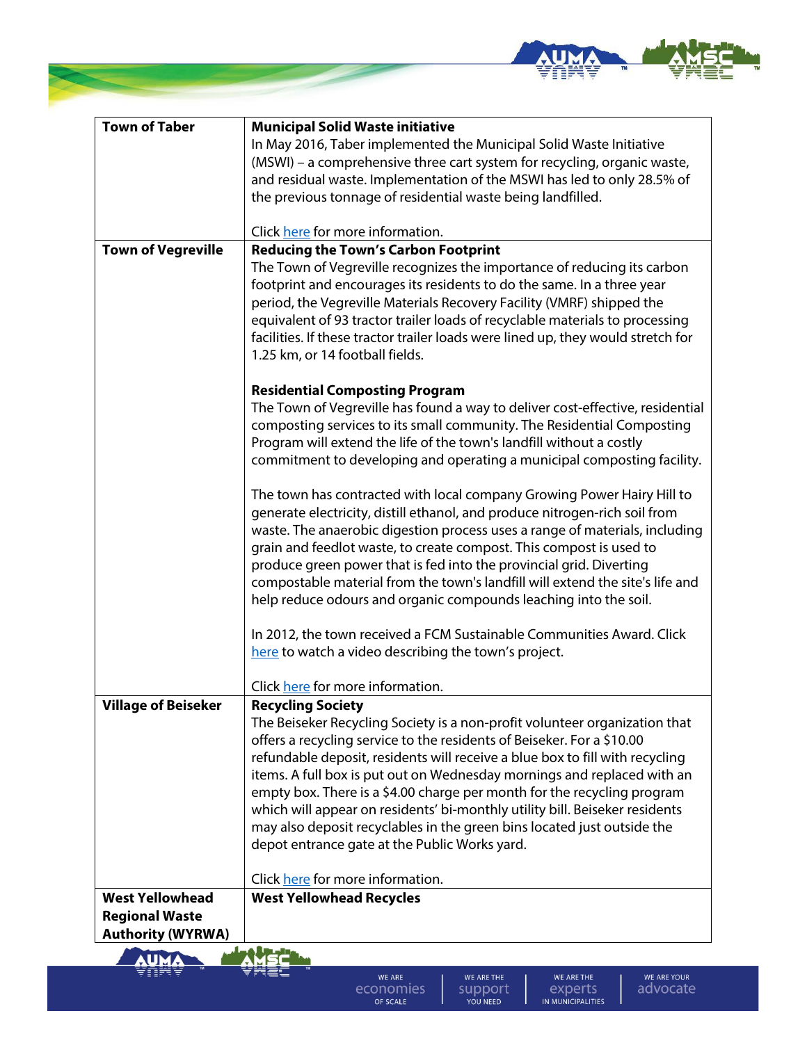| | |
|---|---|
| **Town of Taber** | **Municipal Solid Waste initiative**<br>In May 2016, Taber implemented the Municipal Solid Waste Initiative (MSWI) – a comprehensive three cart system for recycling, organic waste, and residual waste. Implementation of the MSWI has led to only 28.5% of the previous tonnage of residential waste being landfilled.<br><br>Click here for more information. |
| **Town of Vegreville** | **Reducing the Town's Carbon Footprint**<br>The Town of Vegreville recognizes the importance of reducing its carbon footprint and encourages its residents to do the same. In a three year period, the Vegreville Materials Recovery Facility (VMRF) shipped the equivalent of 93 tractor trailer loads of recyclable materials to processing facilities. If these tractor trailer loads were lined up, they would stretch for 1.25 km, or 14 football fields.<br><br>**Residential Composting Program**<br>The Town of Vegreville has found a way to deliver cost-effective, residential composting services to its small community. The Residential Composting Program will extend the life of the town's landfill without a costly commitment to developing and operating a municipal composting facility.<br><br>The town has contracted with local company Growing Power Hairy Hill to generate electricity, distill ethanol, and produce nitrogen-rich soil from waste. The anaerobic digestion process uses a range of materials, including grain and feedlot waste, to create compost. This compost is used to produce green power that is fed into the provincial grid. Diverting compostable material from the town's landfill will extend the site's life and help reduce odours and organic compounds leaching into the soil.<br><br>In 2012, the town received a FCM Sustainable Communities Award. Click here to watch a video describing the town's project.<br><br>Click here for more information. |
| **Village of Beiseker** | **Recycling Society**<br>The Beiseker Recycling Society is a non-profit volunteer organization that offers a recycling service to the residents of Beiseker. For a $10.00 refundable deposit, residents will receive a blue box to fill with recycling items. A full box is put out on Wednesday mornings and replaced with an empty box. There is a $4.00 charge per month for the recycling program which will appear on residents' bi-monthly utility bill. Beiseker residents may also deposit recyclables in the green bins located just outside the depot entrance gate at the Public Works yard.<br><br>Click here for more information. |
| **West Yellowhead Regional Waste Authority (WYRWA)** | **West Yellowhead Recycles** |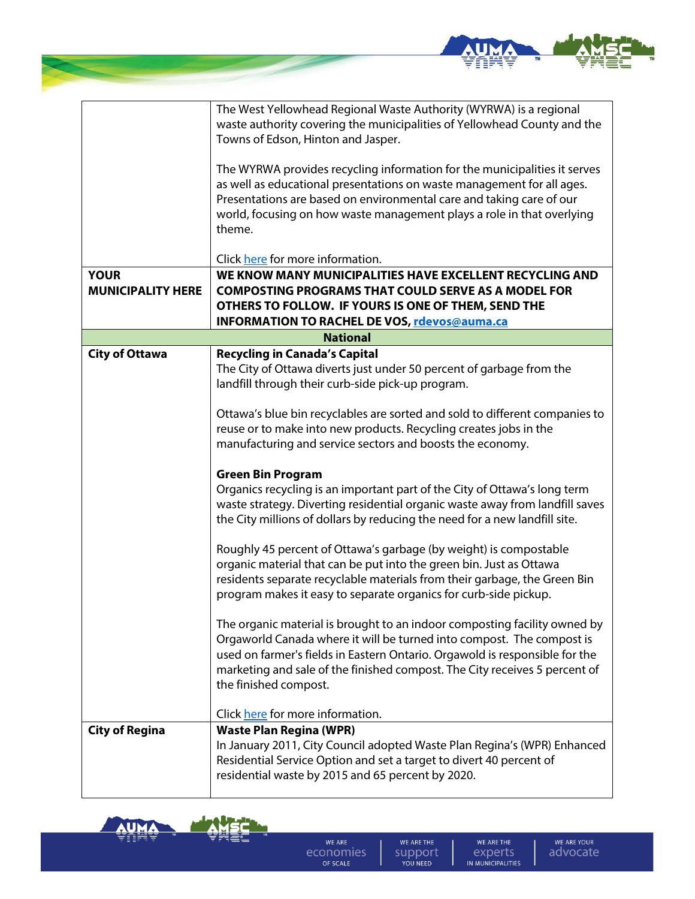| | |
|---|---|
| | The West Yellowhead Regional Waste Authority (WYRWA) is a regional waste authority covering the municipalities of Yellowhead County and the Towns of Edson, Hinton and Jasper.<br><br>The WYRWA provides recycling information for the municipalities it serves as well as educational presentations on waste management for all ages. Presentations are based on environmental care and taking care of our world, focusing on how waste management plays a role in that overlying theme.<br><br>Click here for more information. |
| **YOUR MUNICIPALITY HERE** | **WE KNOW MANY MUNICIPALITIES HAVE EXCELLENT RECYCLING AND COMPOSTING PROGRAMS THAT COULD SERVE AS A MODEL FOR OTHERS TO FOLLOW. IF YOURS IS ONE OF THEM, SEND THE INFORMATION TO RACHEL DE VOS, rdevos@auma.ca** |
| **National** | |
| **City of Ottawa** | **Recycling in Canada's Capital**<br>The City of Ottawa diverts just under 50 percent of garbage from the landfill through their curb-side pick-up program.<br><br>Ottawa's blue bin recyclables are sorted and sold to different companies to reuse or to make into new products. Recycling creates jobs in the manufacturing and service sectors and boosts the economy.<br><br>**Green Bin Program**<br>Organics recycling is an important part of the City of Ottawa's long term waste strategy. Diverting residential organic waste away from landfill saves the City millions of dollars by reducing the need for a new landfill site.<br><br>Roughly 45 percent of Ottawa's garbage (by weight) is compostable organic material that can be put into the green bin. Just as Ottawa residents separate recyclable materials from their garbage, the Green Bin program makes it easy to separate organics for curb-side pickup.<br><br>The organic material is brought to an indoor composting facility owned by Orgaworld Canada where it will be turned into compost. The compost is used on farmer's fields in Eastern Ontario. Orgawold is responsible for the marketing and sale of the finished compost. The City receives 5 percent of the finished compost.<br><br>Click here for more information. |
| **City of Regina** | **Waste Plan Regina (WPR)**<br>In January 2011, City Council adopted Waste Plan Regina's (WPR) Enhanced Residential Service Option and set a target to divert 40 percent of residential waste by 2015 and 65 percent by 2020. |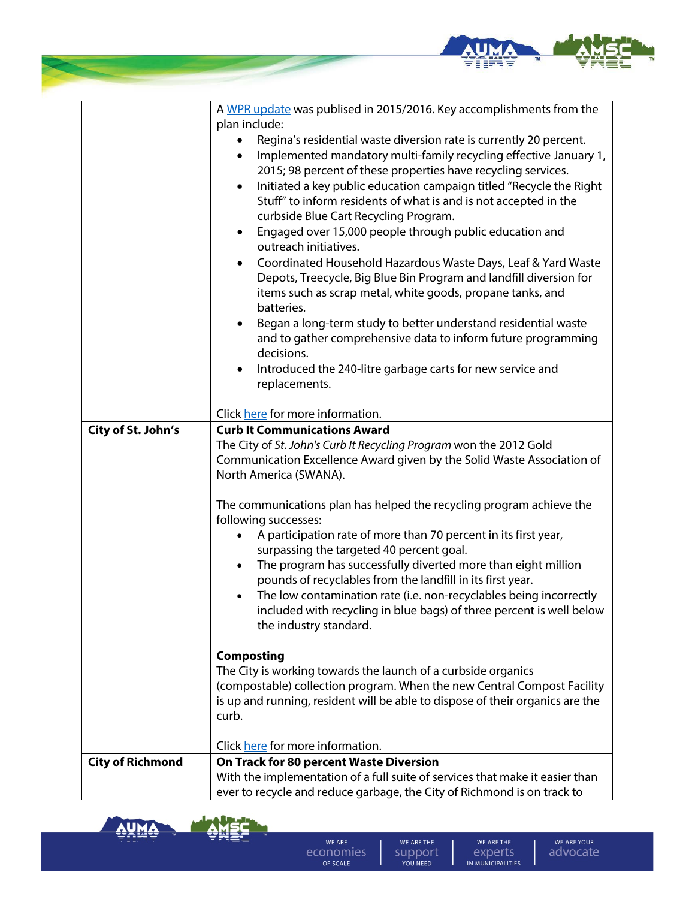| | |
|---|---|
| | A WPR update was publised in 2015/2016. Key accomplishments from the plan include:<br>• Regina's residential waste diversion rate is currently 20 percent.<br>• Implemented mandatory multi-family recycling effective January 1, 2015; 98 percent of these properties have recycling services.<br>• Initiated a key public education campaign titled "Recycle the Right Stuff" to inform residents of what is and is not accepted in the curbside Blue Cart Recycling Program.<br>• Engaged over 15,000 people through public education and outreach initiatives.<br>• Coordinated Household Hazardous Waste Days, Leaf & Yard Waste Depots, Treecycle, Big Blue Bin Program and landfill diversion for items such as scrap metal, white goods, propane tanks, and batteries.<br>• Began a long-term study to better understand residential waste and to gather comprehensive data to inform future programming decisions.<br>• Introduced the 240-litre garbage carts for new service and replacements.<br><br>Click here for more information. |
| **City of St. John's** | **Curb It Communications Award**<br>The City of *St. John's Curb It Recycling Program* won the 2012 Gold Communication Excellence Award given by the Solid Waste Association of North America (SWANA).<br><br>The communications plan has helped the recycling program achieve the following successes:<br>• A participation rate of more than 70 percent in its first year, surpassing the targeted 40 percent goal.<br>• The program has successfully diverted more than eight million pounds of recyclables from the landfill in its first year.<br>• The low contamination rate (i.e. non-recyclables being incorrectly included with recycling in blue bags) of three percent is well below the industry standard.<br><br>**Composting**<br>The City is working towards the launch of a curbside organics (compostable) collection program. When the new Central Compost Facility is up and running, resident will be able to dispose of their organics are the curb.<br><br>Click here for more information. |
| **City of Richmond** | **On Track for 80 percent Waste Diversion**<br>With the implementation of a full suite of services that make it easier than ever to recycle and reduce garbage, the City of Richmond is on track to |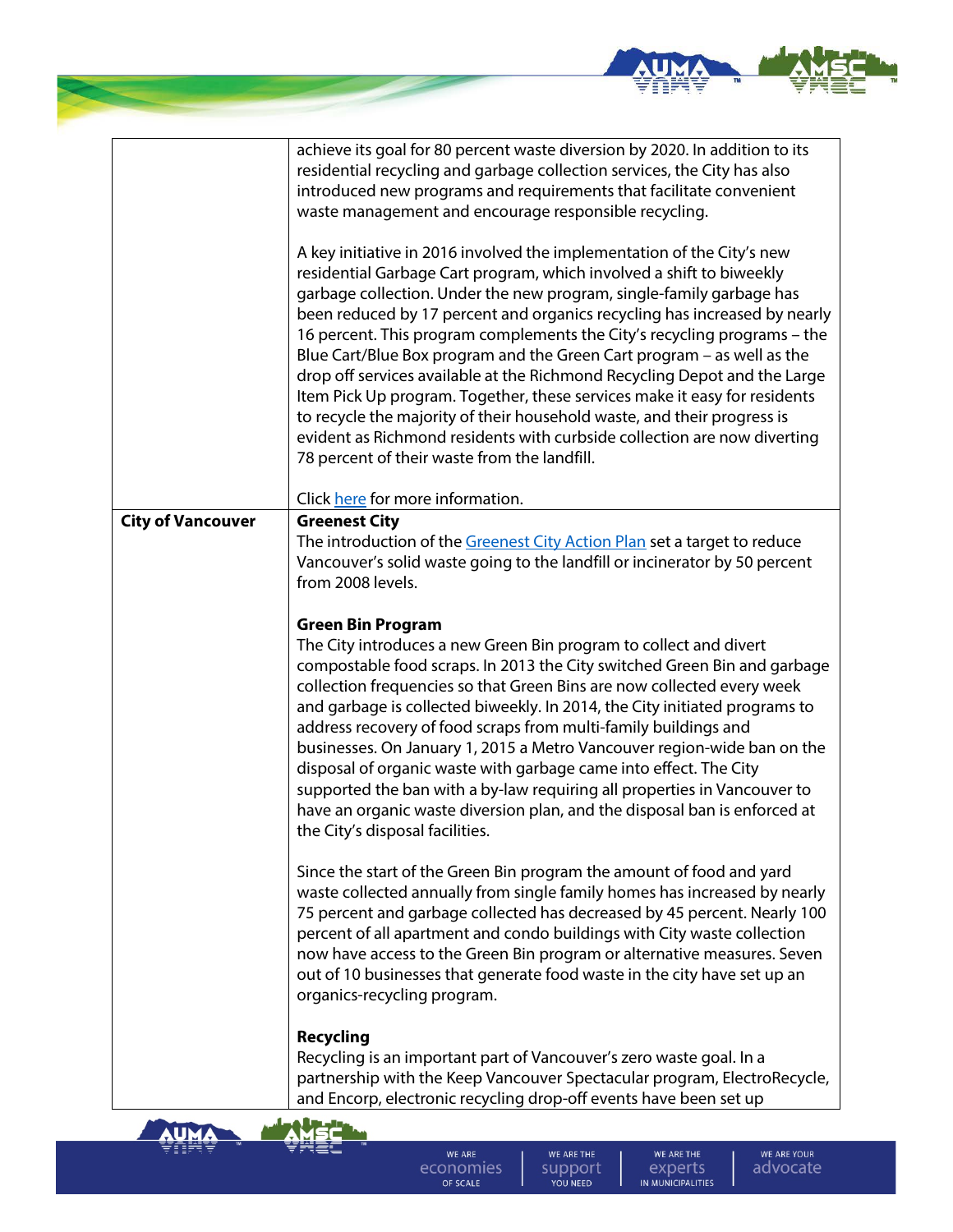| | |
|---|---|
| | achieve its goal for 80 percent waste diversion by 2020. In addition to its residential recycling and garbage collection services, the City has also introduced new programs and requirements that facilitate convenient waste management and encourage responsible recycling.<br><br>A key initiative in 2016 involved the implementation of the City's new residential Garbage Cart program, which involved a shift to biweekly garbage collection. Under the new program, single-family garbage has been reduced by 17 percent and organics recycling has increased by nearly 16 percent. This program complements the City's recycling programs – the Blue Cart/Blue Box program and the Green Cart program – as well as the drop off services available at the Richmond Recycling Depot and the Large Item Pick Up program. Together, these services make it easy for residents to recycle the majority of their household waste, and their progress is evident as Richmond residents with curbside collection are now diverting 78 percent of their waste from the landfill.<br><br>Click here for more information. |
| **City of Vancouver** | **Greenest City**<br>The introduction of the Greenest City Action Plan set a target to reduce Vancouver's solid waste going to the landfill or incinerator by 50 percent from 2008 levels.<br><br>**Green Bin Program**<br>The City introduces a new Green Bin program to collect and divert compostable food scraps. In 2013 the City switched Green Bin and garbage collection frequencies so that Green Bins are now collected every week and garbage is collected biweekly. In 2014, the City initiated programs to address recovery of food scraps from multi-family buildings and businesses. On January 1, 2015 a Metro Vancouver region-wide ban on the disposal of organic waste with garbage came into effect. The City supported the ban with a by-law requiring all properties in Vancouver to have an organic waste diversion plan, and the disposal ban is enforced at the City's disposal facilities.<br><br>Since the start of the Green Bin program the amount of food and yard waste collected annually from single family homes has increased by nearly 75 percent and garbage collected has decreased by 45 percent. Nearly 100 percent of all apartment and condo buildings with City waste collection now have access to the Green Bin program or alternative measures. Seven out of 10 businesses that generate food waste in the city have set up an organics-recycling program.<br><br>**Recycling**<br>Recycling is an important part of Vancouver's zero waste goal. In a partnership with the Keep Vancouver Spectacular program, ElectroRecycle, and Encorp, electronic recycling drop-off events have been set up |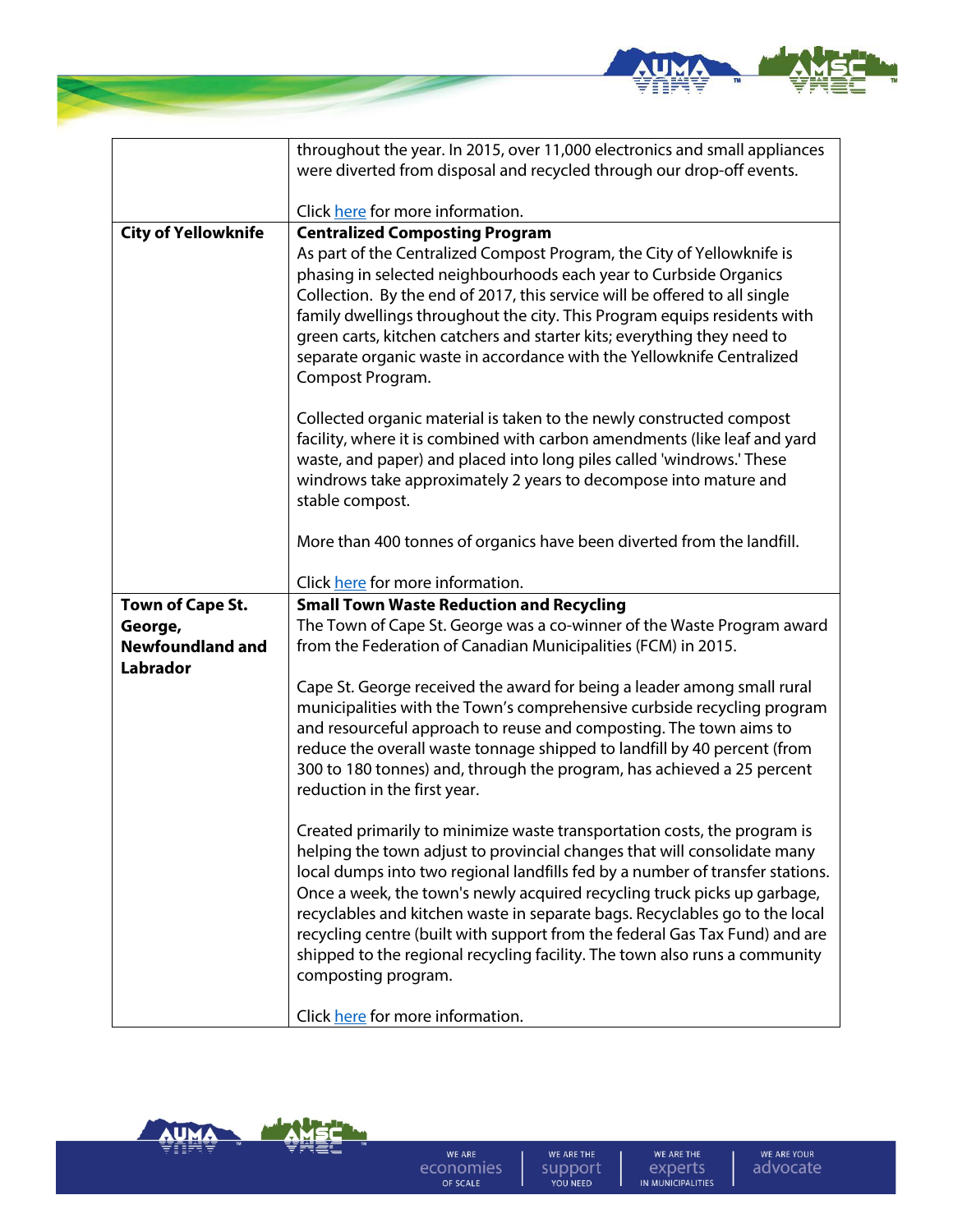| | |
|---|---|
| | throughout the year. In 2015, over 11,000 electronics and small appliances were diverted from disposal and recycled through our drop-off events.<br><br>Click here for more information. |
| **City of Yellowknife** | **Centralized Composting Program**<br>As part of the Centralized Compost Program, the City of Yellowknife is phasing in selected neighbourhoods each year to Curbside Organics Collection. By the end of 2017, this service will be offered to all single family dwellings throughout the city. This Program equips residents with green carts, kitchen catchers and starter kits; everything they need to separate organic waste in accordance with the Yellowknife Centralized Compost Program.<br><br>Collected organic material is taken to the newly constructed compost facility, where it is combined with carbon amendments (like leaf and yard waste, and paper) and placed into long piles called 'windrows.' These windrows take approximately 2 years to decompose into mature and stable compost.<br><br>More than 400 tonnes of organics have been diverted from the landfill.<br><br>Click here for more information. |
| **Town of Cape St. George, Newfoundland and Labrador** | **Small Town Waste Reduction and Recycling**<br>The Town of Cape St. George was a co-winner of the Waste Program award from the Federation of Canadian Municipalities (FCM) in 2015.<br><br>Cape St. George received the award for being a leader among small rural municipalities with the Town's comprehensive curbside recycling program and resourceful approach to reuse and composting. The town aims to reduce the overall waste tonnage shipped to landfill by 40 percent (from 300 to 180 tonnes) and, through the program, has achieved a 25 percent reduction in the first year.<br><br>Created primarily to minimize waste transportation costs, the program is helping the town adjust to provincial changes that will consolidate many local dumps into two regional landfills fed by a number of transfer stations. Once a week, the town's newly acquired recycling truck picks up garbage, recyclables and kitchen waste in separate bags. Recyclables go to the local recycling centre (built with support from the federal Gas Tax Fund) and are shipped to the regional recycling facility. The town also runs a community composting program.<br><br>Click here for more information. |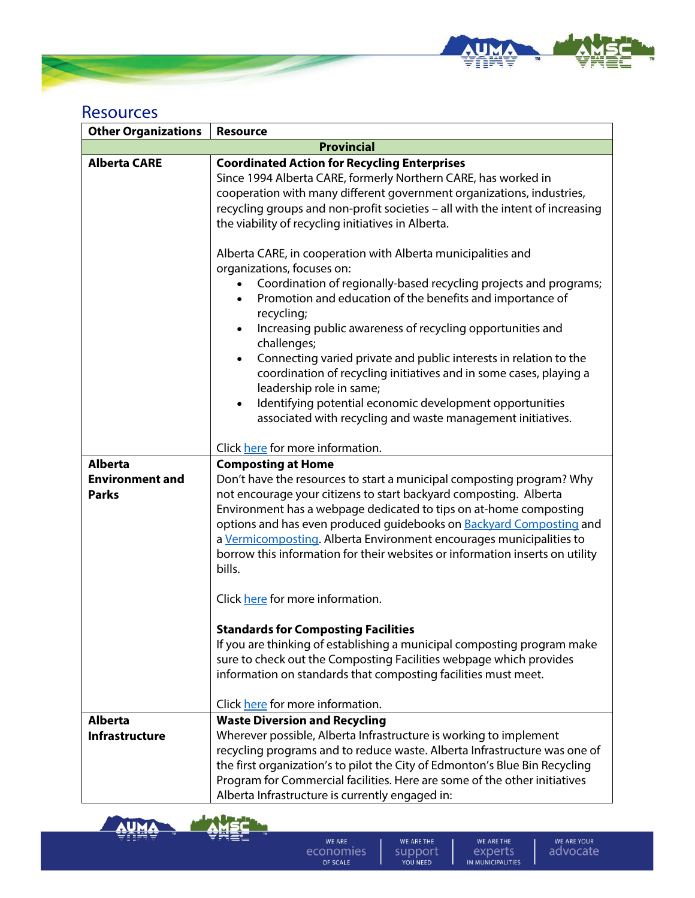## Resources

| Other Organizations | Resource |
|---|---|
| **Provincial** | |
| **Alberta CARE** | **Coordinated Action for Recycling Enterprises**<br>Since 1994 Alberta CARE, formerly Northern CARE, has worked in cooperation with many different government organizations, industries, recycling groups and non-profit societies – all with the intent of increasing the viability of recycling initiatives in Alberta.<br><br>Alberta CARE, in cooperation with Alberta municipalities and organizations, focuses on:<br>• Coordination of regionally-based recycling projects and programs;<br>• Promotion and education of the benefits and importance of recycling;<br>• Increasing public awareness of recycling opportunities and challenges;<br>• Connecting varied private and public interests in relation to the coordination of recycling initiatives and in some cases, playing a leadership role in same;<br>• Identifying potential economic development opportunities associated with recycling and waste management initiatives.<br><br>Click here for more information. |
| **Alberta Environment and Parks** | **Composting at Home**<br>Don't have the resources to start a municipal composting program? Why not encourage your citizens to start backyard composting. Alberta Environment has a webpage dedicated to tips on at-home composting options and has even produced guidebooks on Backyard Composting and a Vermicomposting. Alberta Environment encourages municipalities to borrow this information for their websites or information inserts on utility bills.<br><br>Click here for more information.<br><br>**Standards for Composting Facilities**<br>If you are thinking of establishing a municipal composting program make sure to check out the Composting Facilities webpage which provides information on standards that composting facilities must meet.<br><br>Click here for more information. |
| **Alberta Infrastructure** | **Waste Diversion and Recycling**<br>Wherever possible, Alberta Infrastructure is working to implement recycling programs and to reduce waste. Alberta Infrastructure was one of the first organization's to pilot the City of Edmonton's Blue Bin Recycling Program for Commercial facilities. Here are some of the other initiatives Alberta Infrastructure is currently engaged in: |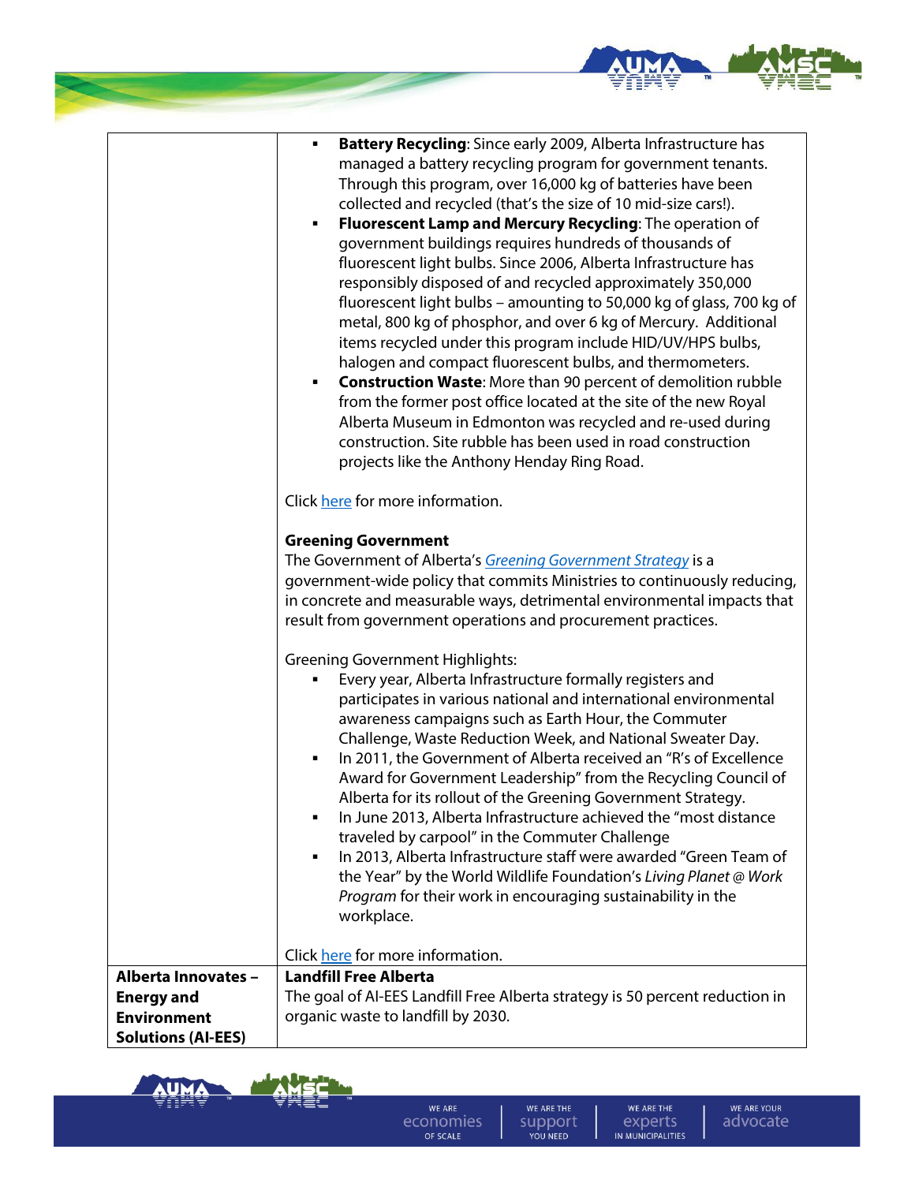| | |
|---|---|
| | ▪ **Battery Recycling**: Since early 2009, Alberta Infrastructure has managed a battery recycling program for government tenants. Through this program, over 16,000 kg of batteries have been collected and recycled (that's the size of 10 mid-size cars!).<br>▪ **Fluorescent Lamp and Mercury Recycling**: The operation of government buildings requires hundreds of thousands of fluorescent light bulbs. Since 2006, Alberta Infrastructure has responsibly disposed of and recycled approximately 350,000 fluorescent light bulbs – amounting to 50,000 kg of glass, 700 kg of metal, 800 kg of phosphor, and over 6 kg of Mercury. Additional items recycled under this program include HID/UV/HPS bulbs, halogen and compact fluorescent bulbs, and thermometers.<br>▪ **Construction Waste**: More than 90 percent of demolition rubble from the former post office located at the site of the new Royal Alberta Museum in Edmonton was recycled and re-used during construction. Site rubble has been used in road construction projects like the Anthony Henday Ring Road.<br><br>Click here for more information.<br><br>**Greening Government**<br>The Government of Alberta's *Greening Government Strategy* is a government-wide policy that commits Ministries to continuously reducing, in concrete and measurable ways, detrimental environmental impacts that result from government operations and procurement practices.<br><br>Greening Government Highlights:<br>▪ Every year, Alberta Infrastructure formally registers and participates in various national and international environmental awareness campaigns such as Earth Hour, the Commuter Challenge, Waste Reduction Week, and National Sweater Day.<br>▪ In 2011, the Government of Alberta received an "R's of Excellence Award for Government Leadership" from the Recycling Council of Alberta for its rollout of the Greening Government Strategy.<br>▪ In June 2013, Alberta Infrastructure achieved the "most distance traveled by carpool" in the Commuter Challenge<br>▪ In 2013, Alberta Infrastructure staff were awarded "Green Team of the Year" by the World Wildlife Foundation's *Living Planet @ Work Program* for their work in encouraging sustainability in the workplace.<br><br>Click here for more information. |
| **Alberta Innovates – Energy and Environment Solutions (AI-EES)** | **Landfill Free Alberta**<br>The goal of AI-EES Landfill Free Alberta strategy is 50 percent reduction in organic waste to landfill by 2030. |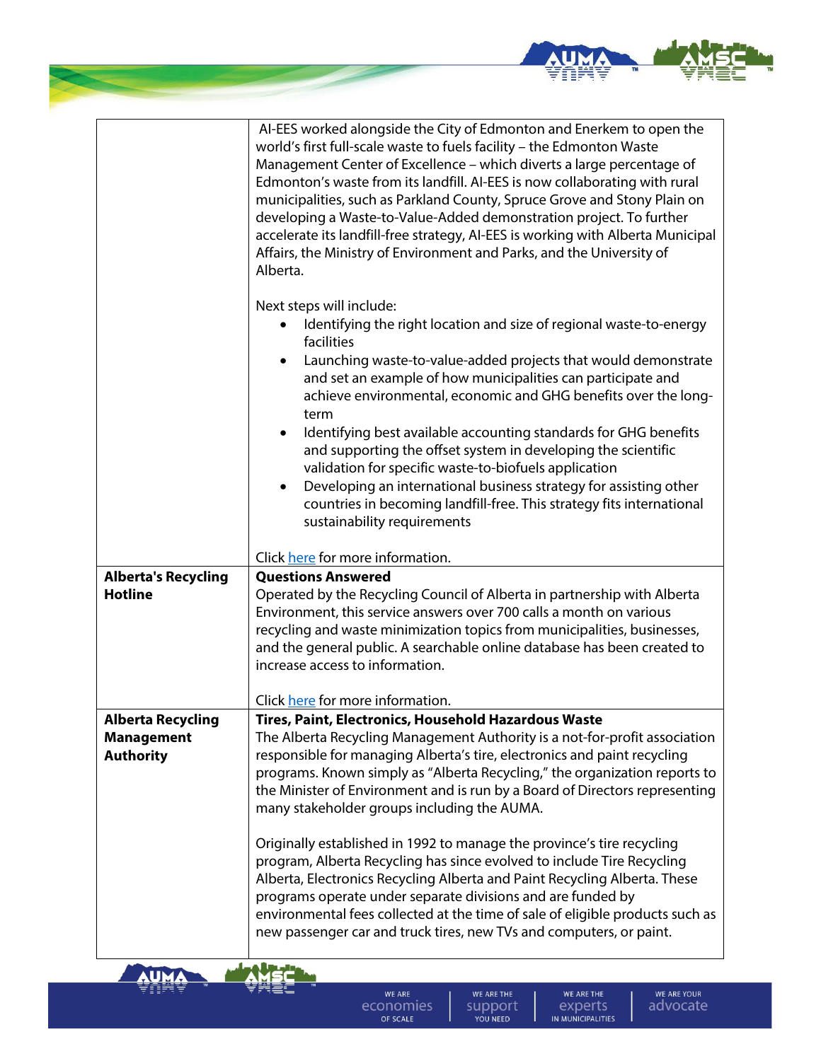| | |
|---|---|
| | AI-EES worked alongside the City of Edmonton and Enerkem to open the world's first full-scale waste to fuels facility – the Edmonton Waste Management Center of Excellence – which diverts a large percentage of Edmonton's waste from its landfill. AI-EES is now collaborating with rural municipalities, such as Parkland County, Spruce Grove and Stony Plain on developing a Waste-to-Value-Added demonstration project. To further accelerate its landfill-free strategy, AI-EES is working with Alberta Municipal Affairs, the Ministry of Environment and Parks, and the University of Alberta.<br><br>Next steps will include:<br>• Identifying the right location and size of regional waste-to-energy facilities<br>• Launching waste-to-value-added projects that would demonstrate and set an example of how municipalities can participate and achieve environmental, economic and GHG benefits over the long-term<br>• Identifying best available accounting standards for GHG benefits and supporting the offset system in developing the scientific validation for specific waste-to-biofuels application<br>• Developing an international business strategy for assisting other countries in becoming landfill-free. This strategy fits international sustainability requirements<br><br>Click here for more information. |
| **Alberta's Recycling Hotline** | **Questions Answered**<br>Operated by the Recycling Council of Alberta in partnership with Alberta Environment, this service answers over 700 calls a month on various recycling and waste minimization topics from municipalities, businesses, and the general public. A searchable online database has been created to increase access to information.<br><br>Click here for more information. |
| **Alberta Recycling Management Authority** | **Tires, Paint, Electronics, Household Hazardous Waste**<br>The Alberta Recycling Management Authority is a not-for-profit association responsible for managing Alberta's tire, electronics and paint recycling programs. Known simply as "Alberta Recycling," the organization reports to the Minister of Environment and is run by a Board of Directors representing many stakeholder groups including the AUMA.<br><br>Originally established in 1992 to manage the province's tire recycling program, Alberta Recycling has since evolved to include Tire Recycling Alberta, Electronics Recycling Alberta and Paint Recycling Alberta. These programs operate under separate divisions and are funded by environmental fees collected at the time of sale of eligible products such as new passenger car and truck tires, new TVs and computers, or paint. |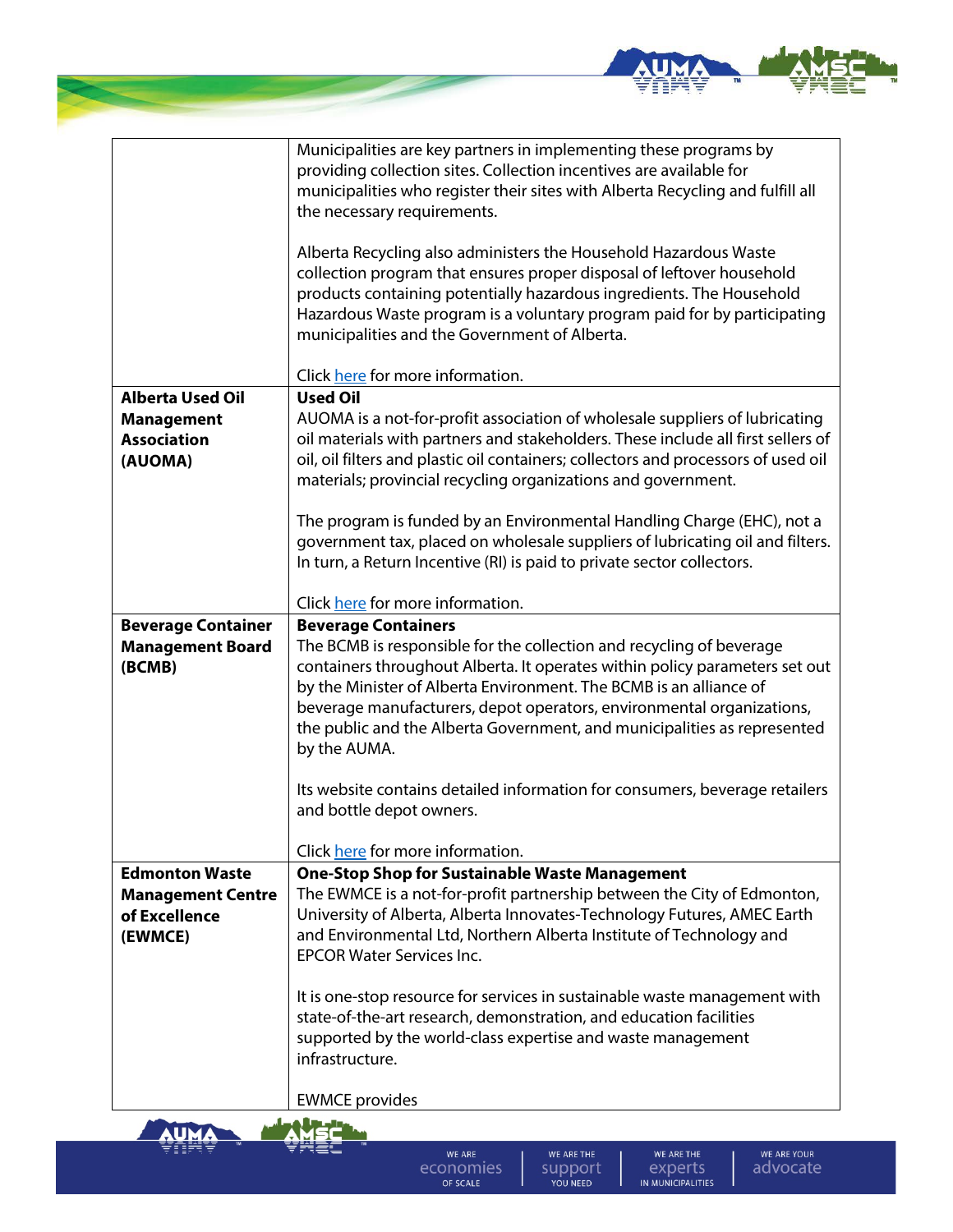| | |
|---|---|
| | Municipalities are key partners in implementing these programs by providing collection sites. Collection incentives are available for municipalities who register their sites with Alberta Recycling and fulfill all the necessary requirements.<br><br>Alberta Recycling also administers the Household Hazardous Waste collection program that ensures proper disposal of leftover household products containing potentially hazardous ingredients. The Household Hazardous Waste program is a voluntary program paid for by participating municipalities and the Government of Alberta.<br><br>Click here for more information. |
| **Alberta Used Oil Management Association (AUOMA)** | **Used Oil**<br>AUOMA is a not-for-profit association of wholesale suppliers of lubricating oil materials with partners and stakeholders. These include all first sellers of oil, oil filters and plastic oil containers; collectors and processors of used oil materials; provincial recycling organizations and government.<br><br>The program is funded by an Environmental Handling Charge (EHC), not a government tax, placed on wholesale suppliers of lubricating oil and filters. In turn, a Return Incentive (RI) is paid to private sector collectors.<br><br>Click here for more information. |
| **Beverage Container Management Board (BCMB)** | **Beverage Containers**<br>The BCMB is responsible for the collection and recycling of beverage containers throughout Alberta. It operates within policy parameters set out by the Minister of Alberta Environment. The BCMB is an alliance of beverage manufacturers, depot operators, environmental organizations, the public and the Alberta Government, and municipalities as represented by the AUMA.<br><br>Its website contains detailed information for consumers, beverage retailers and bottle depot owners.<br><br>Click here for more information. |
| **Edmonton Waste Management Centre of Excellence (EWMCE)** | **One-Stop Shop for Sustainable Waste Management**<br>The EWMCE is a not-for-profit partnership between the City of Edmonton, University of Alberta, Alberta Innovates-Technology Futures, AMEC Earth and Environmental Ltd, Northern Alberta Institute of Technology and EPCOR Water Services Inc.<br><br>It is one-stop resource for services in sustainable waste management with state-of-the-art research, demonstration, and education facilities supported by the world-class expertise and waste management infrastructure.<br><br>EWMCE provides |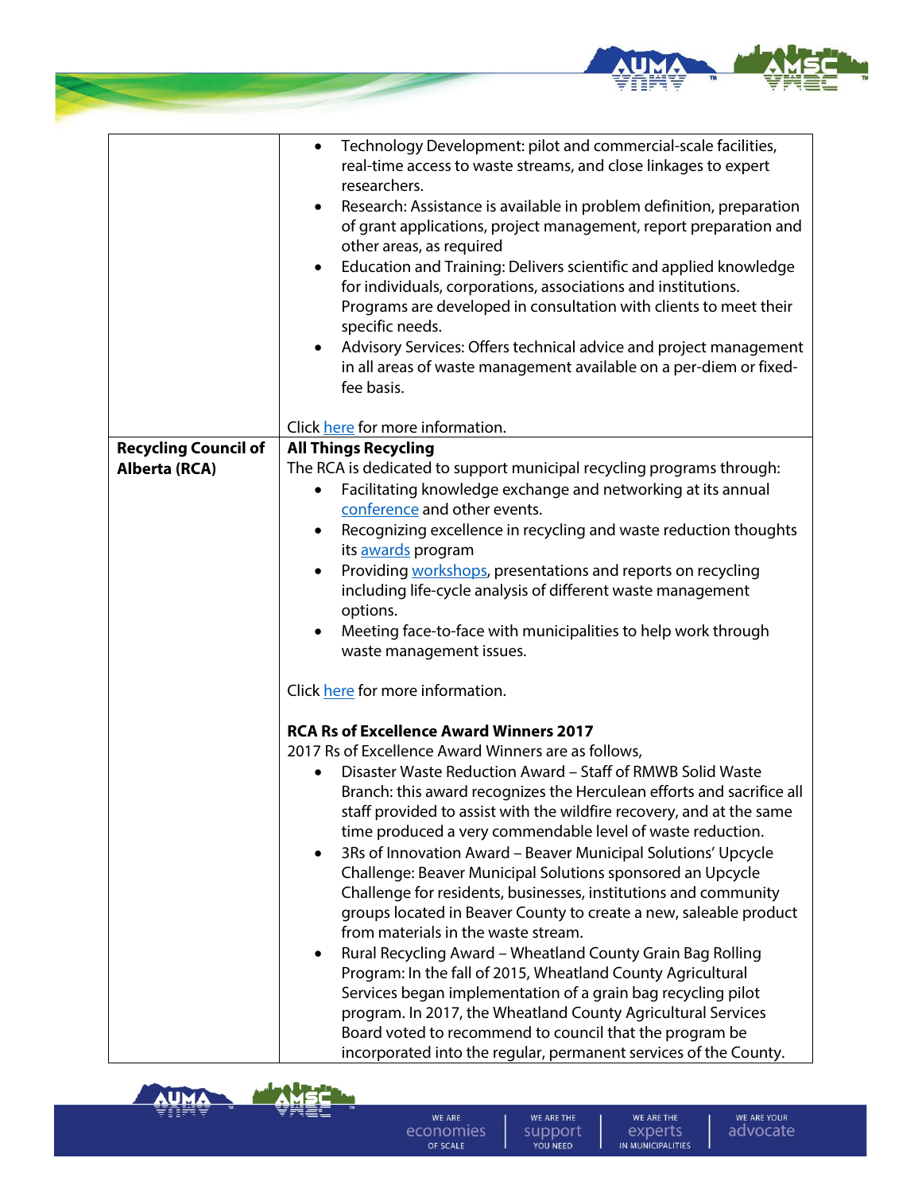| | |
|---|---|
| | • Technology Development: pilot and commercial-scale facilities, real-time access to waste streams, and close linkages to expert researchers.<br>• Research: Assistance is available in problem definition, preparation of grant applications, project management, report preparation and other areas, as required<br>• Education and Training: Delivers scientific and applied knowledge for individuals, corporations, associations and institutions. Programs are developed in consultation with clients to meet their specific needs.<br>• Advisory Services: Offers technical advice and project management in all areas of waste management available on a per-diem or fixed-fee basis.<br><br>Click here for more information. |
| **Recycling Council of Alberta (RCA)** | **All Things Recycling**<br>The RCA is dedicated to support municipal recycling programs through:<br>• Facilitating knowledge exchange and networking at its annual conference and other events.<br>• Recognizing excellence in recycling and waste reduction thoughts its awards program<br>• Providing workshops, presentations and reports on recycling including life-cycle analysis of different waste management options.<br>• Meeting face-to-face with municipalities to help work through waste management issues.<br><br>Click here for more information.<br><br>**RCA Rs of Excellence Award Winners 2017**<br>2017 Rs of Excellence Award Winners are as follows,<br>• Disaster Waste Reduction Award – Staff of RMWB Solid Waste Branch: this award recognizes the Herculean efforts and sacrifice all staff provided to assist with the wildfire recovery, and at the same time produced a very commendable level of waste reduction.<br>• 3Rs of Innovation Award – Beaver Municipal Solutions' Upcycle Challenge: Beaver Municipal Solutions sponsored an Upcycle Challenge for residents, businesses, institutions and community groups located in Beaver County to create a new, saleable product from materials in the waste stream.<br>• Rural Recycling Award – Wheatland County Grain Bag Rolling Program: In the fall of 2015, Wheatland County Agricultural Services began implementation of a grain bag recycling pilot program. In 2017, the Wheatland County Agricultural Services Board voted to recommend to council that the program be incorporated into the regular, permanent services of the County. |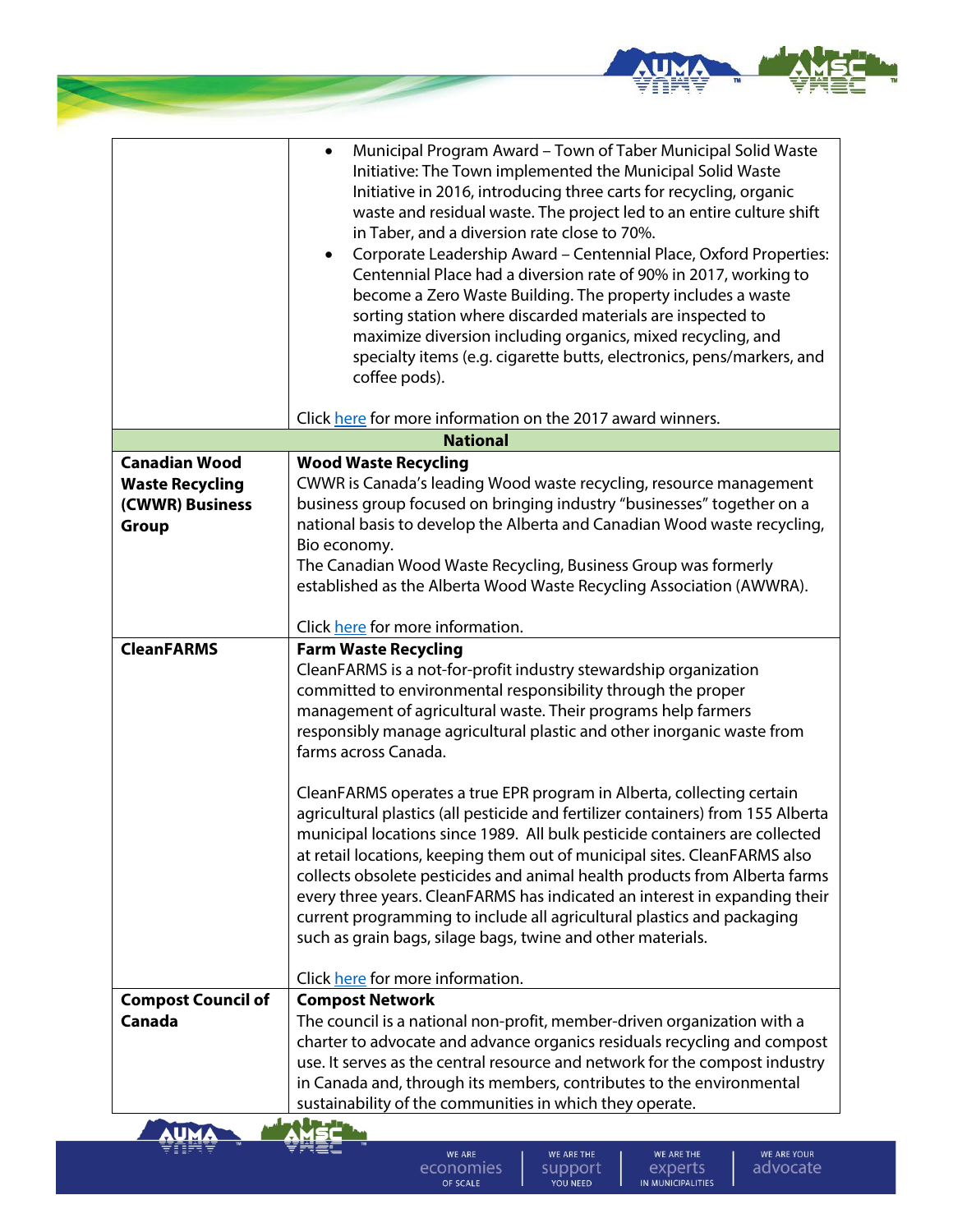| | |
|---|---|
| | • Municipal Program Award – Town of Taber Municipal Solid Waste Initiative: The Town implemented the Municipal Solid Waste Initiative in 2016, introducing three carts for recycling, organic waste and residual waste. The project led to an entire culture shift in Taber, and a diversion rate close to 70%.<br>• Corporate Leadership Award – Centennial Place, Oxford Properties: Centennial Place had a diversion rate of 90% in 2017, working to become a Zero Waste Building. The property includes a waste sorting station where discarded materials are inspected to maximize diversion including organics, mixed recycling, and specialty items (e.g. cigarette butts, electronics, pens/markers, and coffee pods).<br><br>Click here for more information on the 2017 award winners. |
| **National** | |
| **Canadian Wood Waste Recycling (CWWR) Business Group** | **Wood Waste Recycling**<br>CWWR is Canada's leading Wood waste recycling, resource management business group focused on bringing industry "businesses" together on a national basis to develop the Alberta and Canadian Wood waste recycling, Bio economy.<br>The Canadian Wood Waste Recycling, Business Group was formerly established as the Alberta Wood Waste Recycling Association (AWWRA).<br><br>Click here for more information. |
| **CleanFARMS** | **Farm Waste Recycling**<br>CleanFARMS is a not-for-profit industry stewardship organization committed to environmental responsibility through the proper management of agricultural waste. Their programs help farmers responsibly manage agricultural plastic and other inorganic waste from farms across Canada.<br><br>CleanFARMS operates a true EPR program in Alberta, collecting certain agricultural plastics (all pesticide and fertilizer containers) from 155 Alberta municipal locations since 1989. All bulk pesticide containers are collected at retail locations, keeping them out of municipal sites. CleanFARMS also collects obsolete pesticides and animal health products from Alberta farms every three years. CleanFARMS has indicated an interest in expanding their current programming to include all agricultural plastics and packaging such as grain bags, silage bags, twine and other materials.<br><br>Click here for more information. |
| **Compost Council of Canada** | **Compost Network**<br>The council is a national non-profit, member-driven organization with a charter to advocate and advance organics residuals recycling and compost use. It serves as the central resource and network for the compost industry in Canada and, through its members, contributes to the environmental sustainability of the communities in which they operate. |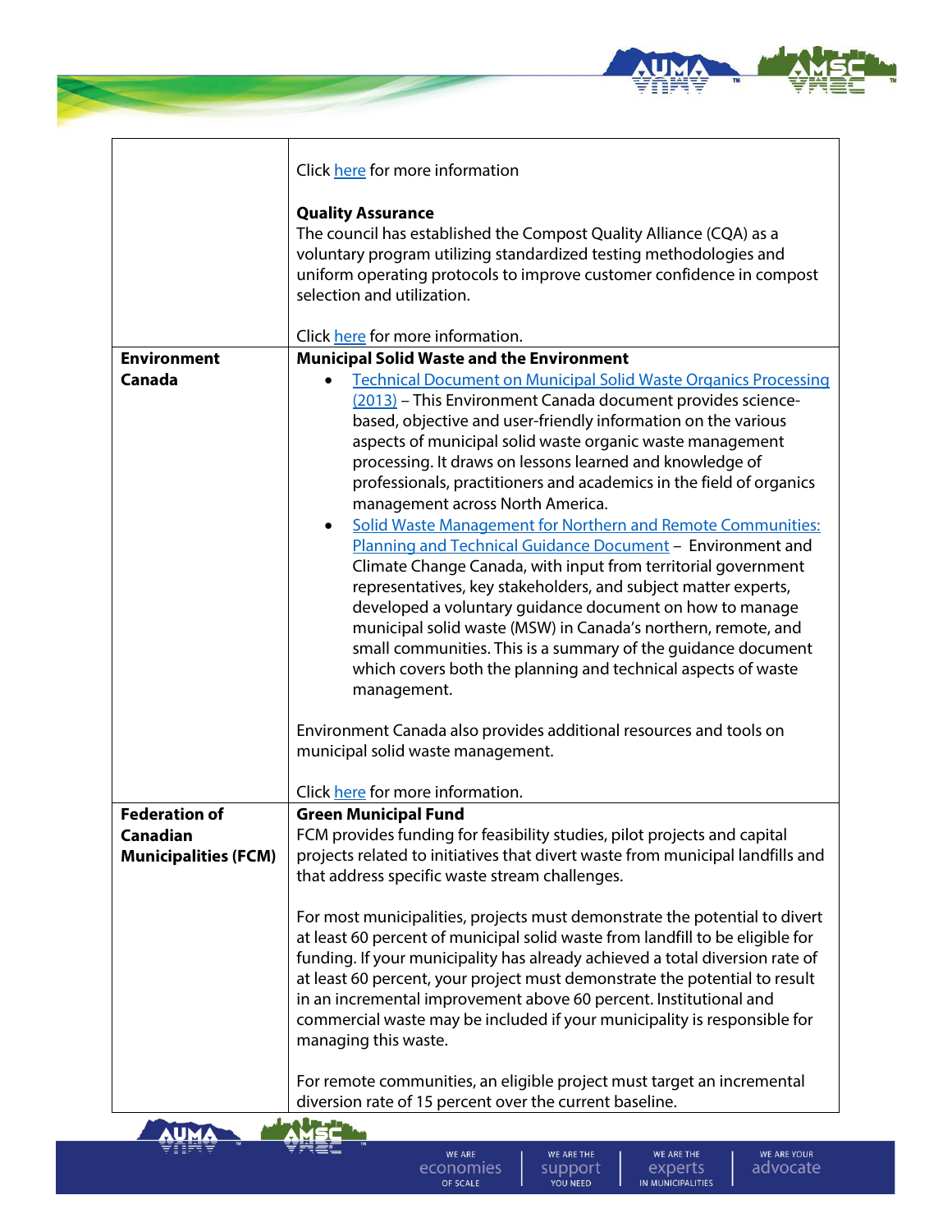| | |
|---|---|
| | Click here for more information<br><br>**Quality Assurance**<br>The council has established the Compost Quality Alliance (CQA) as a voluntary program utilizing standardized testing methodologies and uniform operating protocols to improve customer confidence in compost selection and utilization.<br><br>Click here for more information. |
| **Environment Canada** | **Municipal Solid Waste and the Environment**<br>• Technical Document on Municipal Solid Waste Organics Processing (2013) – This Environment Canada document provides science-based, objective and user-friendly information on the various aspects of municipal solid waste organic waste management processing. It draws on lessons learned and knowledge of professionals, practitioners and academics in the field of organics management across North America.<br>• Solid Waste Management for Northern and Remote Communities: Planning and Technical Guidance Document – Environment and Climate Change Canada, with input from territorial government representatives, key stakeholders, and subject matter experts, developed a voluntary guidance document on how to manage municipal solid waste (MSW) in Canada's northern, remote, and small communities. This is a summary of the guidance document which covers both the planning and technical aspects of waste management.<br><br>Environment Canada also provides additional resources and tools on municipal solid waste management.<br><br>Click here for more information. |
| **Federation of Canadian Municipalities (FCM)** | **Green Municipal Fund**<br>FCM provides funding for feasibility studies, pilot projects and capital projects related to initiatives that divert waste from municipal landfills and that address specific waste stream challenges.<br><br>For most municipalities, projects must demonstrate the potential to divert at least 60 percent of municipal solid waste from landfill to be eligible for funding. If your municipality has already achieved a total diversion rate of at least 60 percent, your project must demonstrate the potential to result in an incremental improvement above 60 percent. Institutional and commercial waste may be included if your municipality is responsible for managing this waste.<br><br>For remote communities, an eligible project must target an incremental diversion rate of 15 percent over the current baseline. |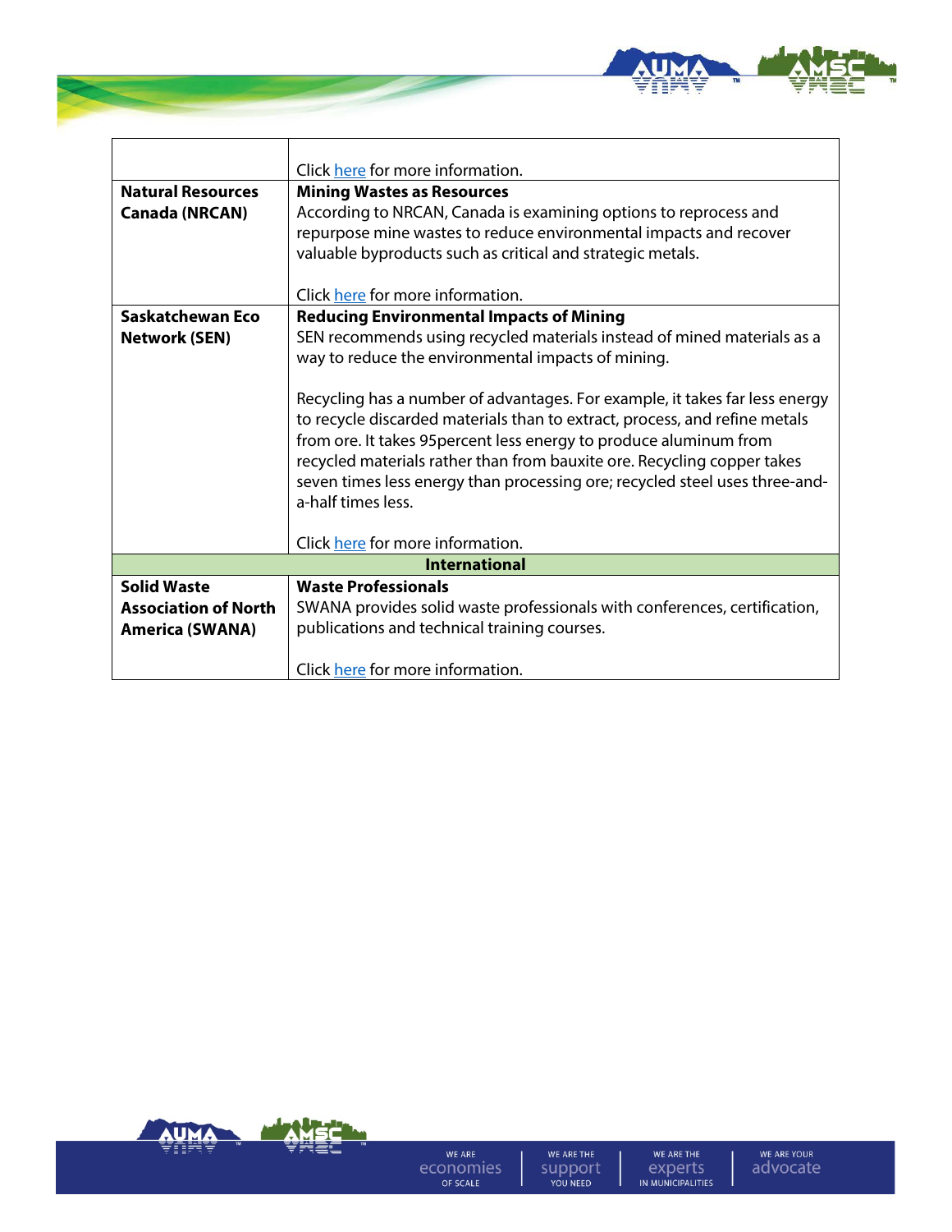| | |
|---|---|
| | Click here for more information. |
| **Natural Resources Canada (NRCAN)** | **Mining Wastes as Resources**<br>According to NRCAN, Canada is examining options to reprocess and repurpose mine wastes to reduce environmental impacts and recover valuable byproducts such as critical and strategic metals.<br><br>Click here for more information. |
| **Saskatchewan Eco Network (SEN)** | **Reducing Environmental Impacts of Mining**<br>SEN recommends using recycled materials instead of mined materials as a way to reduce the environmental impacts of mining.<br><br>Recycling has a number of advantages. For example, it takes far less energy to recycle discarded materials than to extract, process, and refine metals from ore. It takes 95percent less energy to produce aluminum from recycled materials rather than from bauxite ore. Recycling copper takes seven times less energy than processing ore; recycled steel uses three-and-a-half times less.<br><br>Click here for more information. |
| **International** | |
| **Solid Waste Association of North America (SWANA)** | **Waste Professionals**<br>SWANA provides solid waste professionals with conferences, certification, publications and technical training courses.<br><br>Click here for more information. |